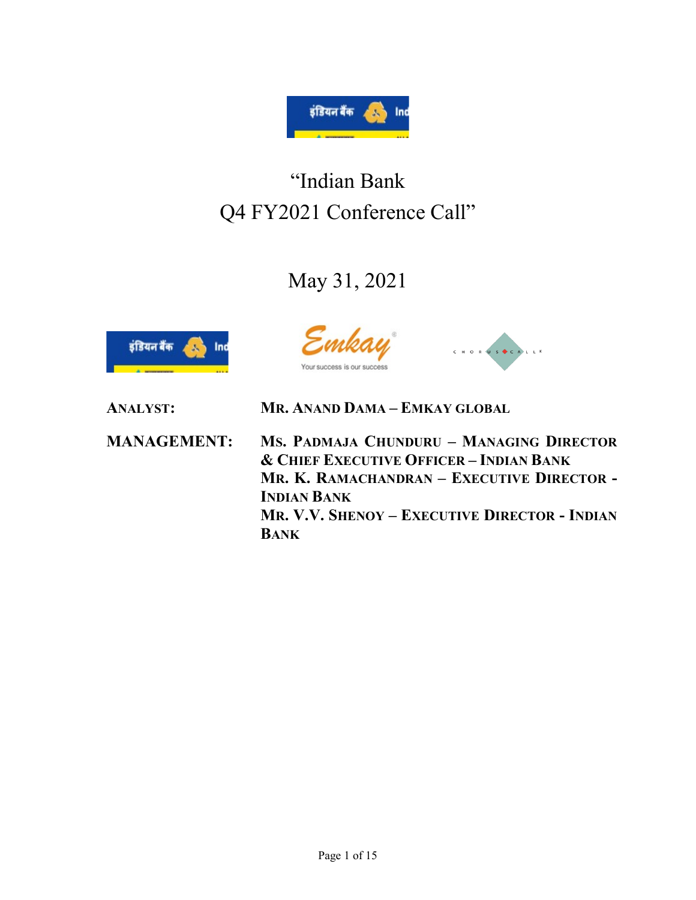# "Indian Bank Q4 FY2021 Conference Call"

May 31, 2021

**ANALYST:** **MR. ANAND DAMA – EMKAY GLOBAL**

**MANAGEMENT:** **MS. PADMAJA CHUNDURU – MANAGING DIRECTOR & CHIEF EXECUTIVE OFFICER – INDIAN BANK**
**MR. K. RAMACHANDRAN – EXECUTIVE DIRECTOR - INDIAN BANK**
**MR. V.V. SHENOY – EXECUTIVE DIRECTOR - INDIAN BANK**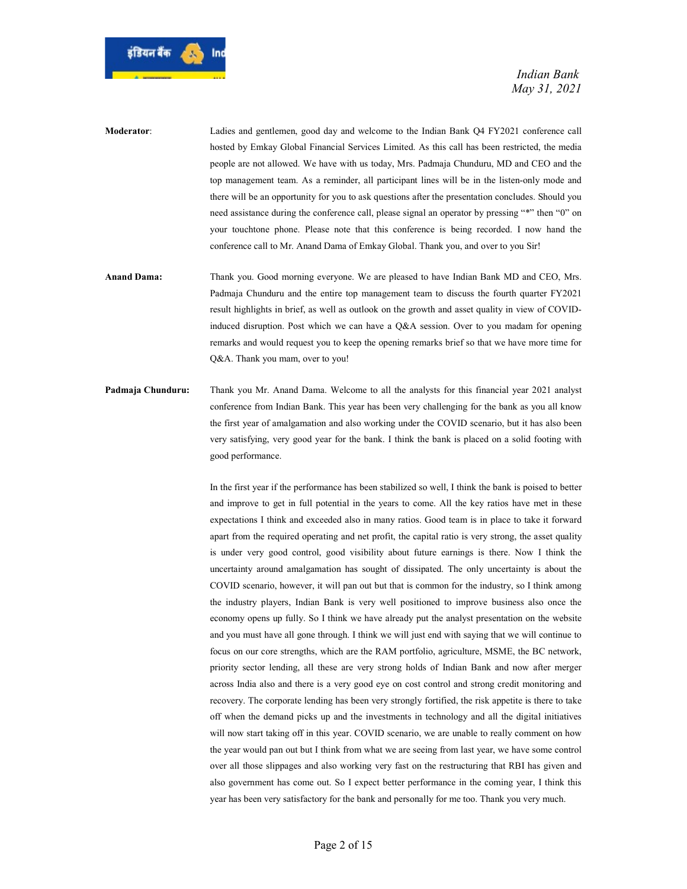**Moderator**: Ladies and gentlemen, good day and welcome to the Indian Bank Q4 FY2021 conference call hosted by Emkay Global Financial Services Limited. As this call has been restricted, the media people are not allowed. We have with us today, Mrs. Padmaja Chunduru, MD and CEO and the top management team. As a reminder, all participant lines will be in the listen-only mode and there will be an opportunity for you to ask questions after the presentation concludes. Should you need assistance during the conference call, please signal an operator by pressing "*" then "0" on your touchtone phone. Please note that this conference is being recorded. I now hand the conference call to Mr. Anand Dama of Emkay Global. Thank you, and over to you Sir!

**Anand Dama:** Thank you. Good morning everyone. We are pleased to have Indian Bank MD and CEO, Mrs. Padmaja Chunduru and the entire top management team to discuss the fourth quarter FY2021 result highlights in brief, as well as outlook on the growth and asset quality in view of COVID-induced disruption. Post which we can have a Q&A session. Over to you madam for opening remarks and would request you to keep the opening remarks brief so that we have more time for Q&A. Thank you mam, over to you!

**Padmaja Chunduru:** Thank you Mr. Anand Dama. Welcome to all the analysts for this financial year 2021 analyst conference from Indian Bank. This year has been very challenging for the bank as you all know the first year of amalgamation and also working under the COVID scenario, but it has also been very satisfying, very good year for the bank. I think the bank is placed on a solid footing with good performance.

In the first year if the performance has been stabilized so well, I think the bank is poised to better and improve to get in full potential in the years to come. All the key ratios have met in these expectations I think and exceeded also in many ratios. Good team is in place to take it forward apart from the required operating and net profit, the capital ratio is very strong, the asset quality is under very good control, good visibility about future earnings is there. Now I think the uncertainty around amalgamation has sought of dissipated. The only uncertainty is about the COVID scenario, however, it will pan out but that is common for the industry, so I think among the industry players, Indian Bank is very well positioned to improve business also once the economy opens up fully. So I think we have already put the analyst presentation on the website and you must have all gone through. I think we will just end with saying that we will continue to focus on our core strengths, which are the RAM portfolio, agriculture, MSME, the BC network, priority sector lending, all these are very strong holds of Indian Bank and now after merger across India also and there is a very good eye on cost control and strong credit monitoring and recovery. The corporate lending has been very strongly fortified, the risk appetite is there to take off when the demand picks up and the investments in technology and all the digital initiatives will now start taking off in this year. COVID scenario, we are unable to really comment on how the year would pan out but I think from what we are seeing from last year, we have some control over all those slippages and also working very fast on the restructuring that RBI has given and also government has come out. So I expect better performance in the coming year, I think this year has been very satisfactory for the bank and personally for me too. Thank you very much.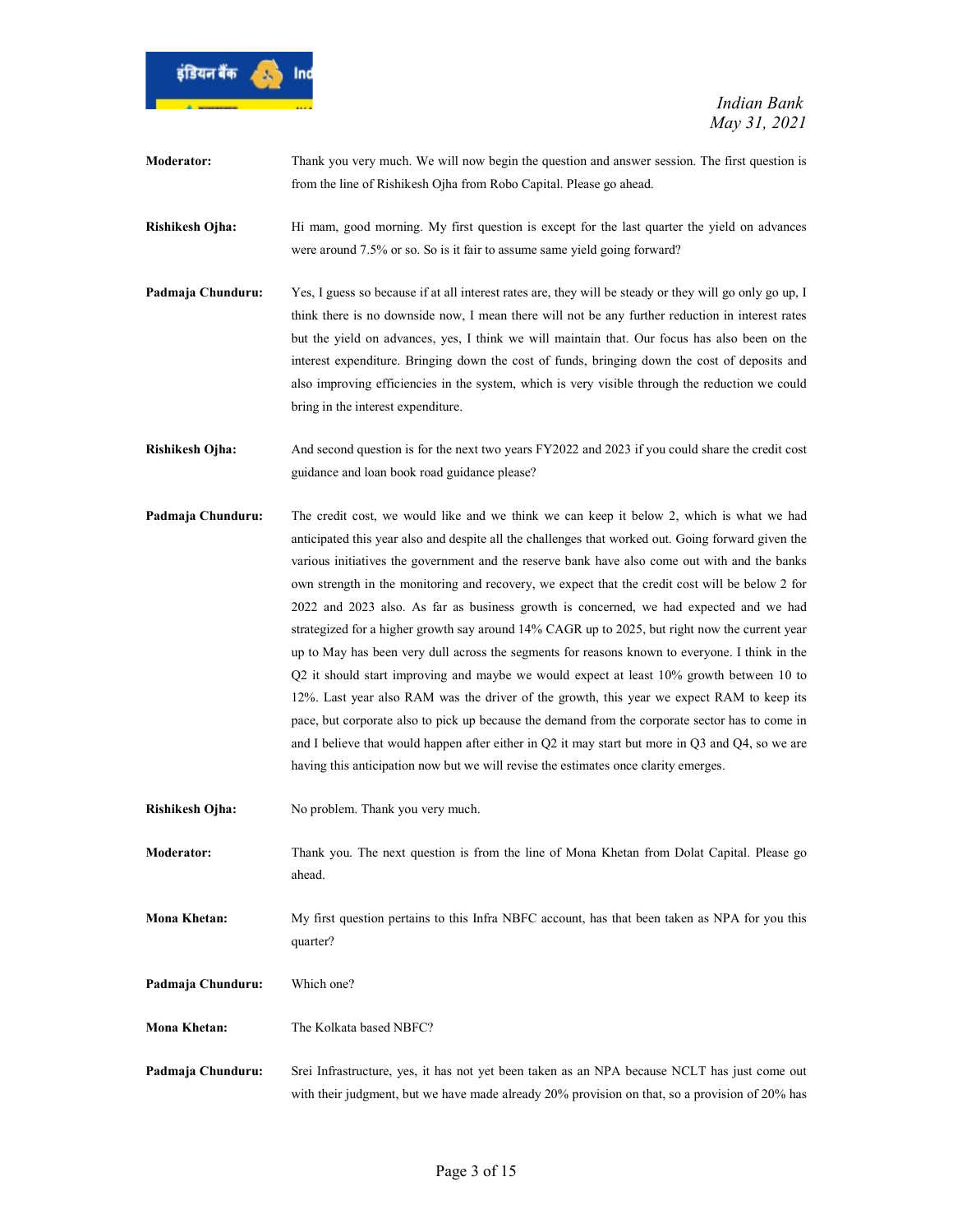**Moderator:** Thank you very much. We will now begin the question and answer session. The first question is from the line of Rishikesh Ojha from Robo Capital. Please go ahead.

**Rishikesh Ojha:** Hi mam, good morning. My first question is except for the last quarter the yield on advances were around 7.5% or so. So is it fair to assume same yield going forward?

**Padmaja Chunduru:** Yes, I guess so because if at all interest rates are, they will be steady or they will go only go up, I think there is no downside now, I mean there will not be any further reduction in interest rates but the yield on advances, yes, I think we will maintain that. Our focus has also been on the interest expenditure. Bringing down the cost of funds, bringing down the cost of deposits and also improving efficiencies in the system, which is very visible through the reduction we could bring in the interest expenditure.

**Rishikesh Ojha:** And second question is for the next two years FY2022 and 2023 if you could share the credit cost guidance and loan book road guidance please?

**Padmaja Chunduru:** The credit cost, we would like and we think we can keep it below 2, which is what we had anticipated this year also and despite all the challenges that worked out. Going forward given the various initiatives the government and the reserve bank have also come out with and the banks own strength in the monitoring and recovery, we expect that the credit cost will be below 2 for 2022 and 2023 also. As far as business growth is concerned, we had expected and we had strategized for a higher growth say around 14% CAGR up to 2025, but right now the current year up to May has been very dull across the segments for reasons known to everyone. I think in the Q2 it should start improving and maybe we would expect at least 10% growth between 10 to 12%. Last year also RAM was the driver of the growth, this year we expect RAM to keep its pace, but corporate also to pick up because the demand from the corporate sector has to come in and I believe that would happen after either in Q2 it may start but more in Q3 and Q4, so we are having this anticipation now but we will revise the estimates once clarity emerges.

**Rishikesh Ojha:** No problem. Thank you very much.

**Moderator:** Thank you. The next question is from the line of Mona Khetan from Dolat Capital. Please go ahead.

**Mona Khetan:** My first question pertains to this Infra NBFC account, has that been taken as NPA for you this quarter?

**Padmaja Chunduru:** Which one?

**Mona Khetan:** The Kolkata based NBFC?

**Padmaja Chunduru:** Srei Infrastructure, yes, it has not yet been taken as an NPA because NCLT has just come out with their judgment, but we have made already 20% provision on that, so a provision of 20% has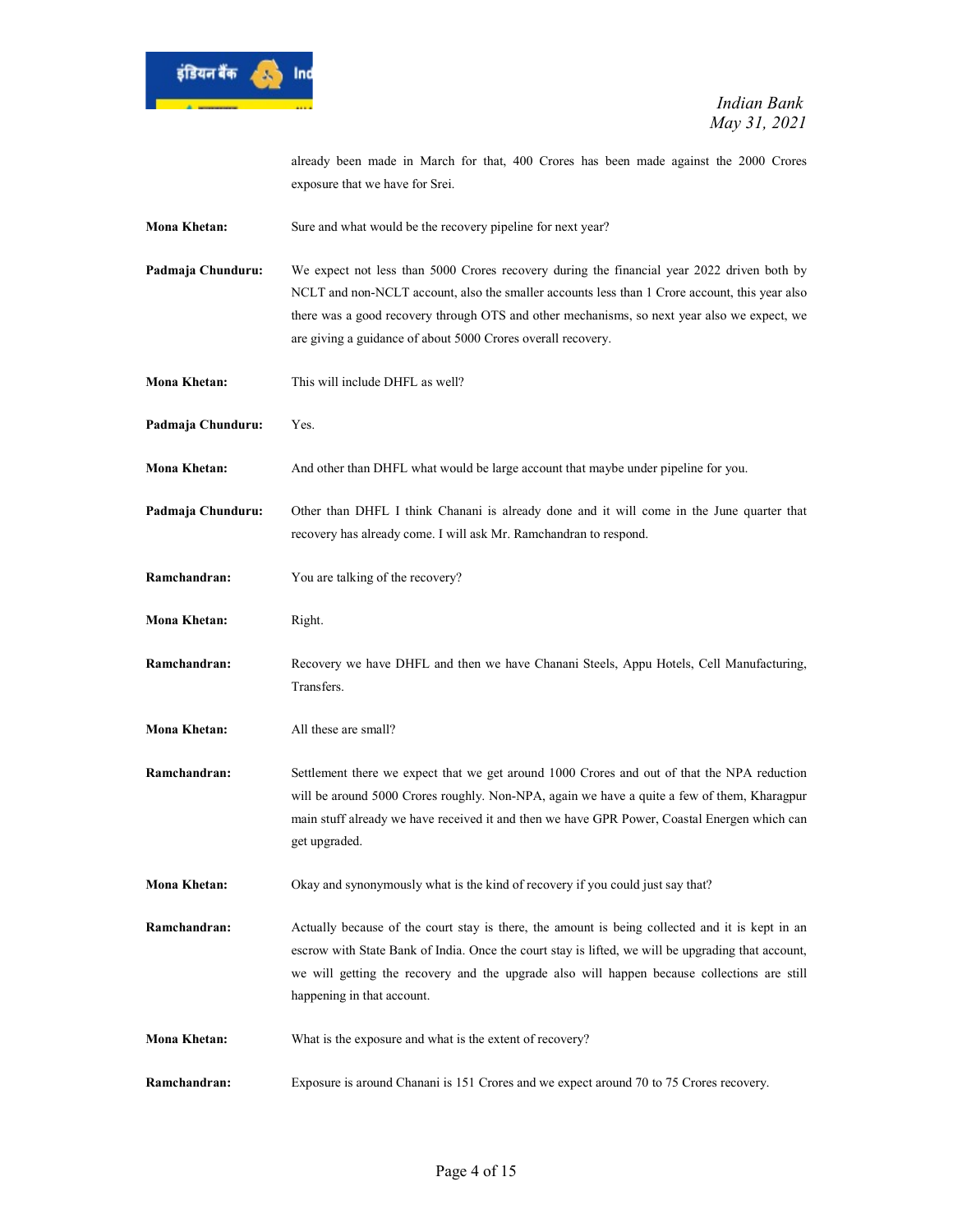already been made in March for that, 400 Crores has been made against the 2000 Crores exposure that we have for Srei.

**Mona Khetan:** Sure and what would be the recovery pipeline for next year?

**Padmaja Chunduru:** We expect not less than 5000 Crores recovery during the financial year 2022 driven both by NCLT and non-NCLT account, also the smaller accounts less than 1 Crore account, this year also there was a good recovery through OTS and other mechanisms, so next year also we expect, we are giving a guidance of about 5000 Crores overall recovery.

**Mona Khetan:** This will include DHFL as well?

**Padmaja Chunduru:** Yes.

**Mona Khetan:** And other than DHFL what would be large account that maybe under pipeline for you.

**Padmaja Chunduru:** Other than DHFL I think Chanani is already done and it will come in the June quarter that recovery has already come. I will ask Mr. Ramchandran to respond.

**Ramchandran:** You are talking of the recovery?

**Mona Khetan:** Right.

**Ramchandran:** Recovery we have DHFL and then we have Chanani Steels, Appu Hotels, Cell Manufacturing, Transfers.

**Mona Khetan:** All these are small?

**Ramchandran:** Settlement there we expect that we get around 1000 Crores and out of that the NPA reduction will be around 5000 Crores roughly. Non-NPA, again we have a quite a few of them, Kharagpur main stuff already we have received it and then we have GPR Power, Coastal Energen which can get upgraded.

**Mona Khetan:** Okay and synonymously what is the kind of recovery if you could just say that?

**Ramchandran:** Actually because of the court stay is there, the amount is being collected and it is kept in an escrow with State Bank of India. Once the court stay is lifted, we will be upgrading that account, we will getting the recovery and the upgrade also will happen because collections are still happening in that account.

**Mona Khetan:** What is the exposure and what is the extent of recovery?

**Ramchandran:** Exposure is around Chanani is 151 Crores and we expect around 70 to 75 Crores recovery.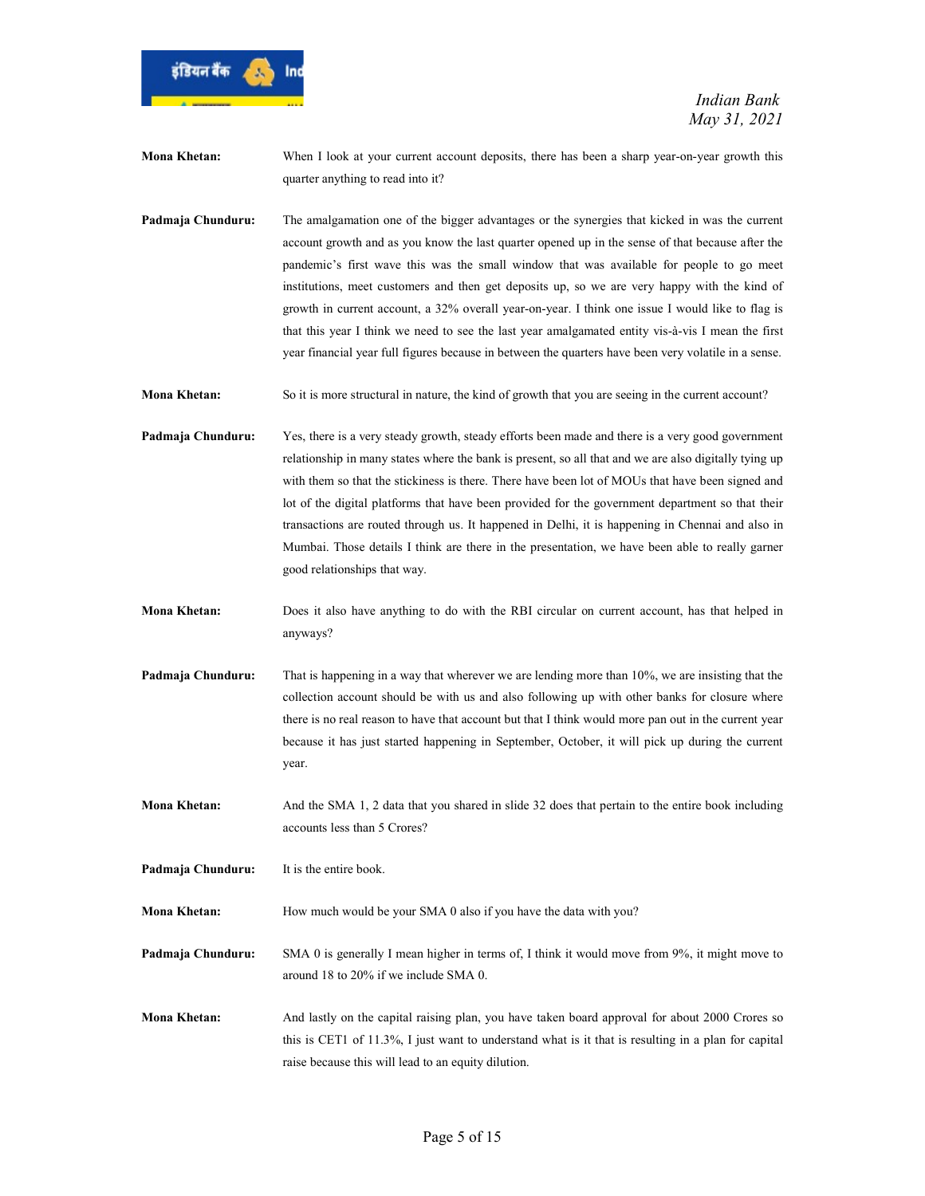**Mona Khetan:** When I look at your current account deposits, there has been a sharp year-on-year growth this quarter anything to read into it?

**Padmaja Chunduru:** The amalgamation one of the bigger advantages or the synergies that kicked in was the current account growth and as you know the last quarter opened up in the sense of that because after the pandemic's first wave this was the small window that was available for people to go meet institutions, meet customers and then get deposits up, so we are very happy with the kind of growth in current account, a 32% overall year-on-year. I think one issue I would like to flag is that this year I think we need to see the last year amalgamated entity vis-à-vis I mean the first year financial year full figures because in between the quarters have been very volatile in a sense.

**Mona Khetan:** So it is more structural in nature, the kind of growth that you are seeing in the current account?

**Padmaja Chunduru:** Yes, there is a very steady growth, steady efforts been made and there is a very good government relationship in many states where the bank is present, so all that and we are also digitally tying up with them so that the stickiness is there. There have been lot of MOUs that have been signed and lot of the digital platforms that have been provided for the government department so that their transactions are routed through us. It happened in Delhi, it is happening in Chennai and also in Mumbai. Those details I think are there in the presentation, we have been able to really garner good relationships that way.

**Mona Khetan:** Does it also have anything to do with the RBI circular on current account, has that helped in anyways?

**Padmaja Chunduru:** That is happening in a way that wherever we are lending more than 10%, we are insisting that the collection account should be with us and also following up with other banks for closure where there is no real reason to have that account but that I think would more pan out in the current year because it has just started happening in September, October, it will pick up during the current year.

**Mona Khetan:** And the SMA 1, 2 data that you shared in slide 32 does that pertain to the entire book including accounts less than 5 Crores?

**Padmaja Chunduru:** It is the entire book.

**Mona Khetan:** How much would be your SMA 0 also if you have the data with you?

**Padmaja Chunduru:** SMA 0 is generally I mean higher in terms of, I think it would move from 9%, it might move to around 18 to 20% if we include SMA 0.

**Mona Khetan:** And lastly on the capital raising plan, you have taken board approval for about 2000 Crores so this is CET1 of 11.3%, I just want to understand what is it that is resulting in a plan for capital raise because this will lead to an equity dilution.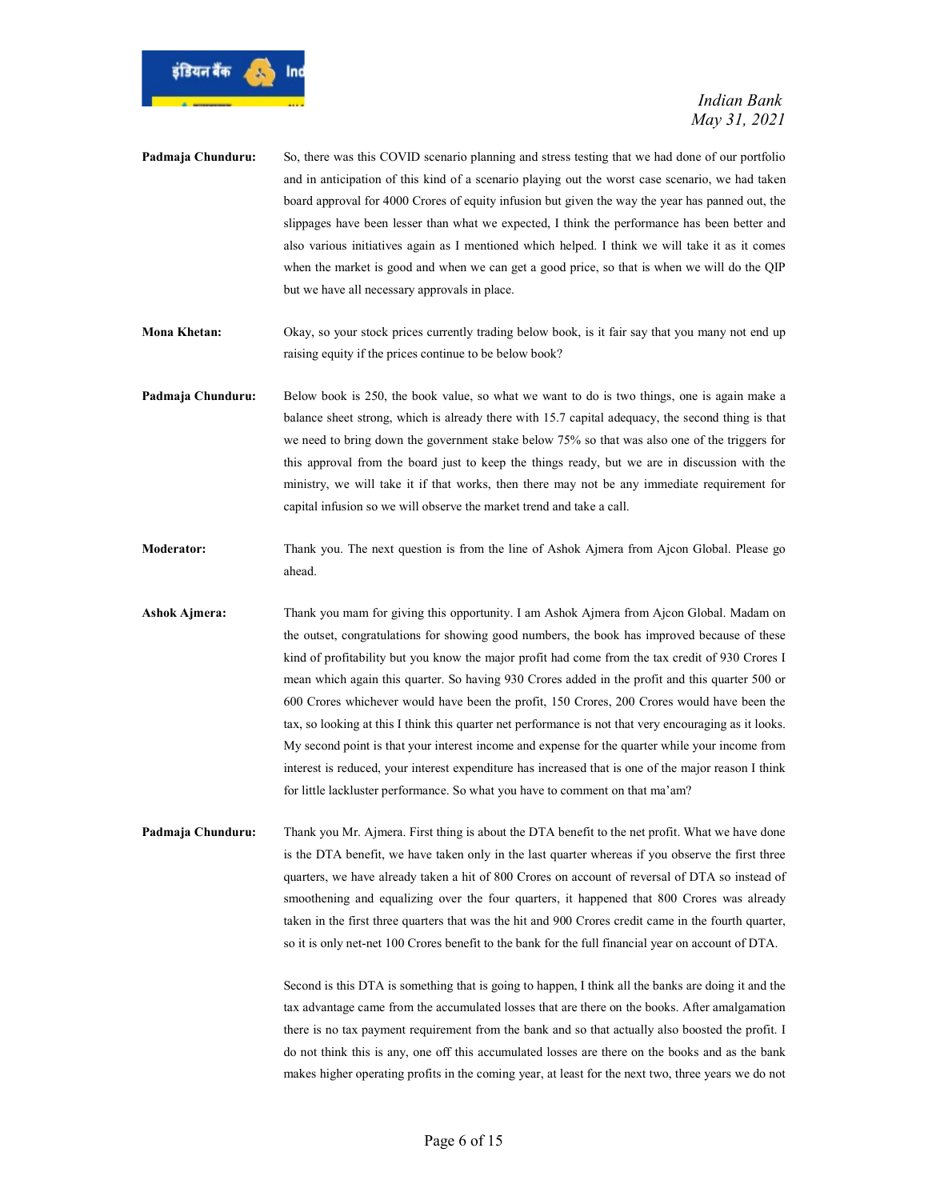**Padmaja Chunduru:** So, there was this COVID scenario planning and stress testing that we had done of our portfolio and in anticipation of this kind of a scenario playing out the worst case scenario, we had taken board approval for 4000 Crores of equity infusion but given the way the year has panned out, the slippages have been lesser than what we expected, I think the performance has been better and also various initiatives again as I mentioned which helped. I think we will take it as it comes when the market is good and when we can get a good price, so that is when we will do the QIP but we have all necessary approvals in place.

**Mona Khetan:** Okay, so your stock prices currently trading below book, is it fair say that you many not end up raising equity if the prices continue to be below book?

**Padmaja Chunduru:** Below book is 250, the book value, so what we want to do is two things, one is again make a balance sheet strong, which is already there with 15.7 capital adequacy, the second thing is that we need to bring down the government stake below 75% so that was also one of the triggers for this approval from the board just to keep the things ready, but we are in discussion with the ministry, we will take it if that works, then there may not be any immediate requirement for capital infusion so we will observe the market trend and take a call.

**Moderator:** Thank you. The next question is from the line of Ashok Ajmera from Ajcon Global. Please go ahead.

**Ashok Ajmera:** Thank you mam for giving this opportunity. I am Ashok Ajmera from Ajcon Global. Madam on the outset, congratulations for showing good numbers, the book has improved because of these kind of profitability but you know the major profit had come from the tax credit of 930 Crores I mean which again this quarter. So having 930 Crores added in the profit and this quarter 500 or 600 Crores whichever would have been the profit, 150 Crores, 200 Crores would have been the tax, so looking at this I think this quarter net performance is not that very encouraging as it looks. My second point is that your interest income and expense for the quarter while your income from interest is reduced, your interest expenditure has increased that is one of the major reason I think for little lackluster performance. So what you have to comment on that ma'am?

**Padmaja Chunduru:** Thank you Mr. Ajmera. First thing is about the DTA benefit to the net profit. What we have done is the DTA benefit, we have taken only in the last quarter whereas if you observe the first three quarters, we have already taken a hit of 800 Crores on account of reversal of DTA so instead of smoothening and equalizing over the four quarters, it happened that 800 Crores was already taken in the first three quarters that was the hit and 900 Crores credit came in the fourth quarter, so it is only net-net 100 Crores benefit to the bank for the full financial year on account of DTA.

Second is this DTA is something that is going to happen, I think all the banks are doing it and the tax advantage came from the accumulated losses that are there on the books. After amalgamation there is no tax payment requirement from the bank and so that actually also boosted the profit. I do not think this is any, one off this accumulated losses are there on the books and as the bank makes higher operating profits in the coming year, at least for the next two, three years we do not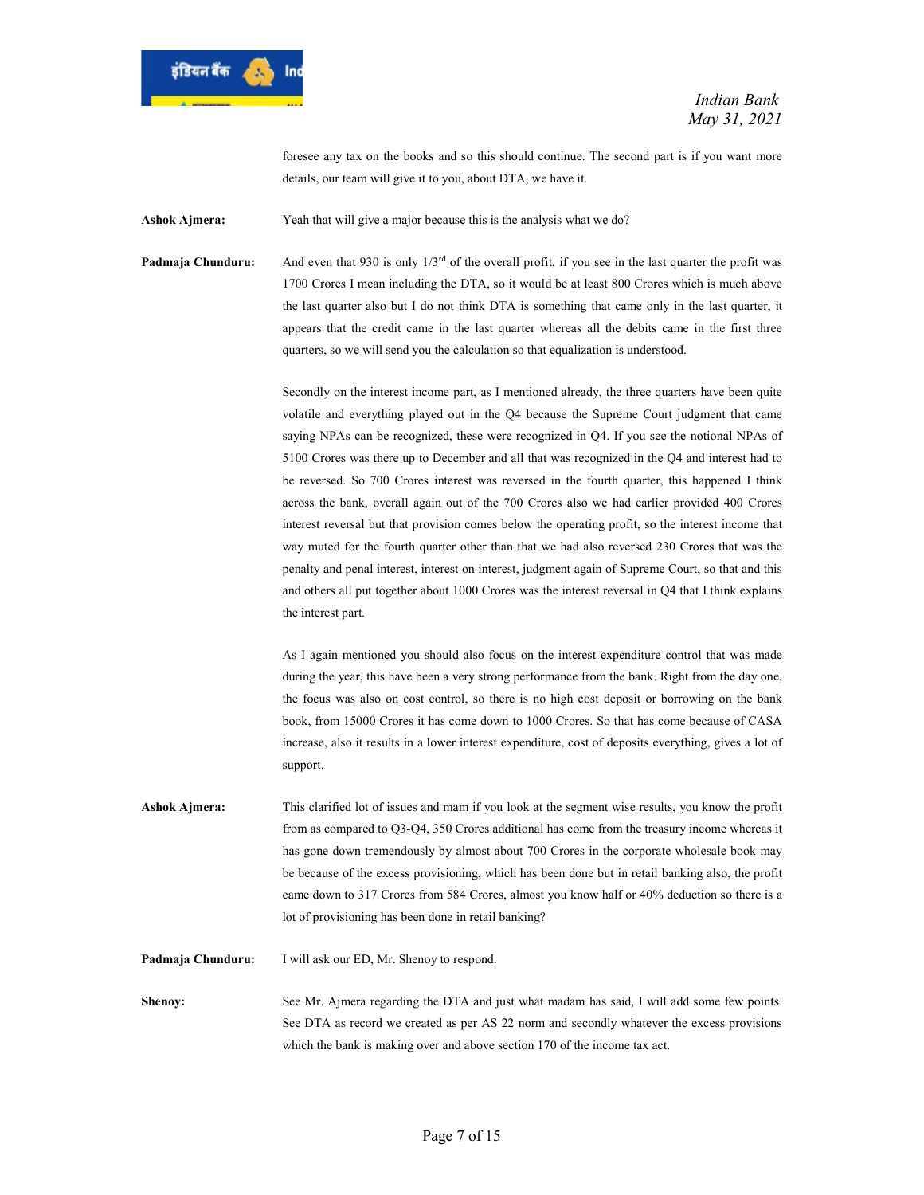foresee any tax on the books and so this should continue. The second part is if you want more details, our team will give it to you, about DTA, we have it.

**Ashok Ajmera:** Yeah that will give a major because this is the analysis what we do?

**Padmaja Chunduru:** And even that 930 is only 1/3rd of the overall profit, if you see in the last quarter the profit was 1700 Crores I mean including the DTA, so it would be at least 800 Crores which is much above the last quarter also but I do not think DTA is something that came only in the last quarter, it appears that the credit came in the last quarter whereas all the debits came in the first three quarters, so we will send you the calculation so that equalization is understood.

Secondly on the interest income part, as I mentioned already, the three quarters have been quite volatile and everything played out in the Q4 because the Supreme Court judgment that came saying NPAs can be recognized, these were recognized in Q4. If you see the notional NPAs of 5100 Crores was there up to December and all that was recognized in the Q4 and interest had to be reversed. So 700 Crores interest was reversed in the fourth quarter, this happened I think across the bank, overall again out of the 700 Crores also we had earlier provided 400 Crores interest reversal but that provision comes below the operating profit, so the interest income that way muted for the fourth quarter other than that we had also reversed 230 Crores that was the penalty and penal interest, interest on interest, judgment again of Supreme Court, so that and this and others all put together about 1000 Crores was the interest reversal in Q4 that I think explains the interest part.

As I again mentioned you should also focus on the interest expenditure control that was made during the year, this have been a very strong performance from the bank. Right from the day one, the focus was also on cost control, so there is no high cost deposit or borrowing on the bank book, from 15000 Crores it has come down to 1000 Crores. So that has come because of CASA increase, also it results in a lower interest expenditure, cost of deposits everything, gives a lot of support.

**Ashok Ajmera:** This clarified lot of issues and mam if you look at the segment wise results, you know the profit from as compared to Q3-Q4, 350 Crores additional has come from the treasury income whereas it has gone down tremendously by almost about 700 Crores in the corporate wholesale book may be because of the excess provisioning, which has been done but in retail banking also, the profit came down to 317 Crores from 584 Crores, almost you know half or 40% deduction so there is a lot of provisioning has been done in retail banking?

**Padmaja Chunduru:** I will ask our ED, Mr. Shenoy to respond.

**Shenoy:** See Mr. Ajmera regarding the DTA and just what madam has said, I will add some few points. See DTA as record we created as per AS 22 norm and secondly whatever the excess provisions which the bank is making over and above section 170 of the income tax act.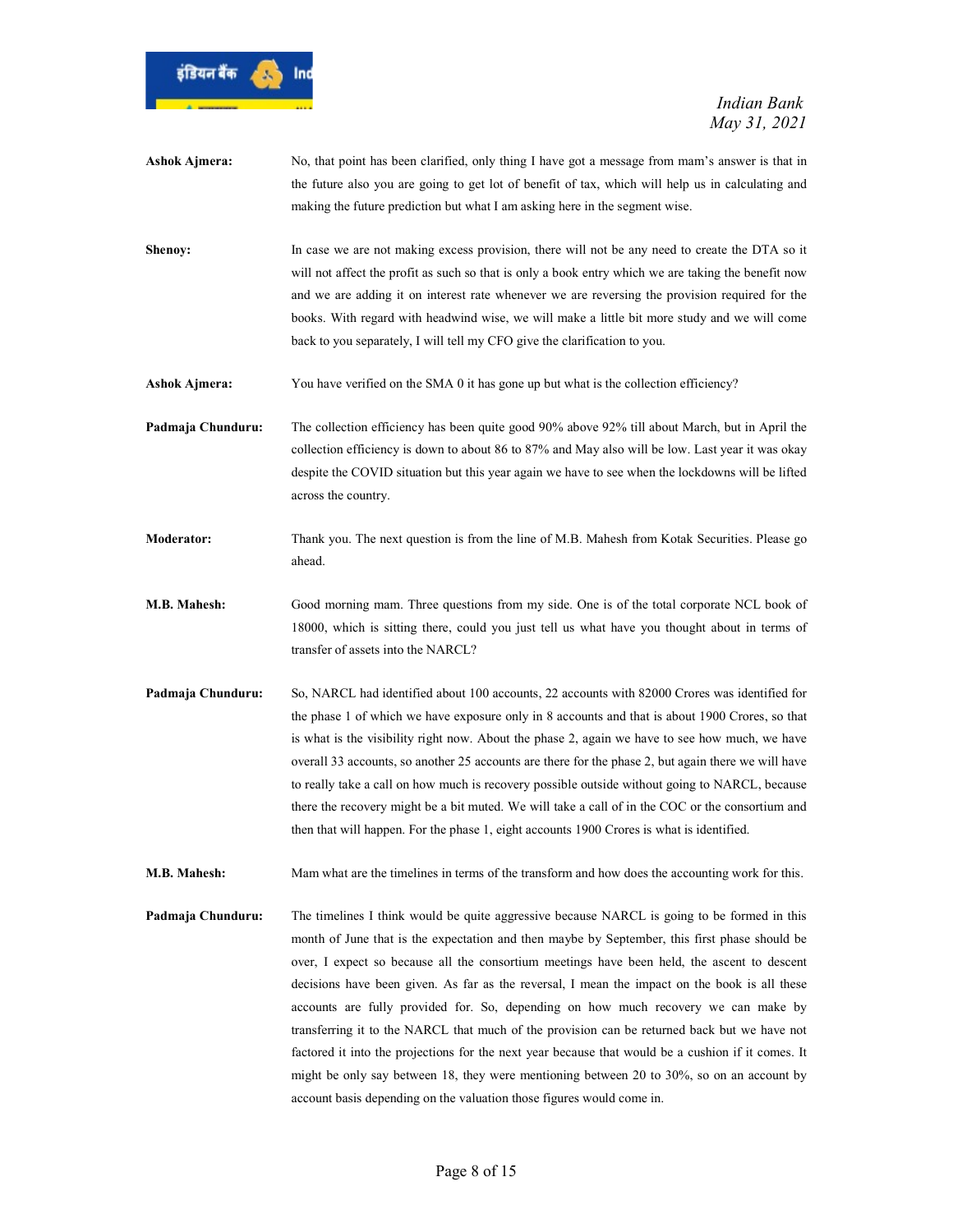**Ashok Ajmera:** No, that point has been clarified, only thing I have got a message from mam's answer is that in the future also you are going to get lot of benefit of tax, which will help us in calculating and making the future prediction but what I am asking here in the segment wise.

**Shenoy:** In case we are not making excess provision, there will not be any need to create the DTA so it will not affect the profit as such so that is only a book entry which we are taking the benefit now and we are adding it on interest rate whenever we are reversing the provision required for the books. With regard with headwind wise, we will make a little bit more study and we will come back to you separately, I will tell my CFO give the clarification to you.

**Ashok Ajmera:** You have verified on the SMA 0 it has gone up but what is the collection efficiency?

**Padmaja Chunduru:** The collection efficiency has been quite good 90% above 92% till about March, but in April the collection efficiency is down to about 86 to 87% and May also will be low. Last year it was okay despite the COVID situation but this year again we have to see when the lockdowns will be lifted across the country.

**Moderator:** Thank you. The next question is from the line of M.B. Mahesh from Kotak Securities. Please go ahead.

**M.B. Mahesh:** Good morning mam. Three questions from my side. One is of the total corporate NCL book of 18000, which is sitting there, could you just tell us what have you thought about in terms of transfer of assets into the NARCL?

**Padmaja Chunduru:** So, NARCL had identified about 100 accounts, 22 accounts with 82000 Crores was identified for the phase 1 of which we have exposure only in 8 accounts and that is about 1900 Crores, so that is what is the visibility right now. About the phase 2, again we have to see how much, we have overall 33 accounts, so another 25 accounts are there for the phase 2, but again there we will have to really take a call on how much is recovery possible outside without going to NARCL, because there the recovery might be a bit muted. We will take a call of in the COC or the consortium and then that will happen. For the phase 1, eight accounts 1900 Crores is what is identified.

**M.B. Mahesh:** Mam what are the timelines in terms of the transform and how does the accounting work for this.

**Padmaja Chunduru:** The timelines I think would be quite aggressive because NARCL is going to be formed in this month of June that is the expectation and then maybe by September, this first phase should be over, I expect so because all the consortium meetings have been held, the ascent to descent decisions have been given. As far as the reversal, I mean the impact on the book is all these accounts are fully provided for. So, depending on how much recovery we can make by transferring it to the NARCL that much of the provision can be returned back but we have not factored it into the projections for the next year because that would be a cushion if it comes. It might be only say between 18, they were mentioning between 20 to 30%, so on an account by account basis depending on the valuation those figures would come in.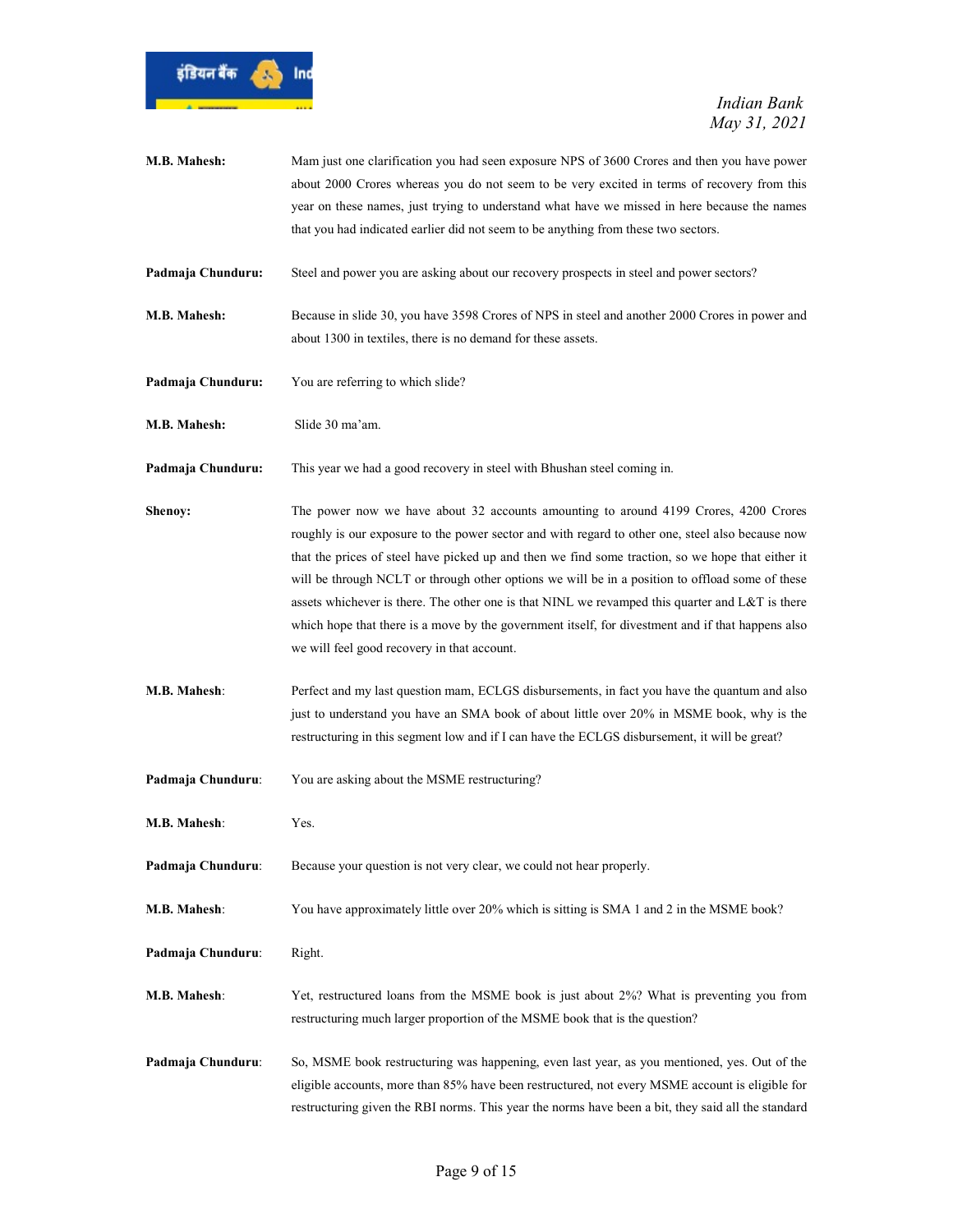**M.B. Mahesh:** Mam just one clarification you had seen exposure NPS of 3600 Crores and then you have power about 2000 Crores whereas you do not seem to be very excited in terms of recovery from this year on these names, just trying to understand what have we missed in here because the names that you had indicated earlier did not seem to be anything from these two sectors.

**Padmaja Chunduru:** Steel and power you are asking about our recovery prospects in steel and power sectors?

**M.B. Mahesh:** Because in slide 30, you have 3598 Crores of NPS in steel and another 2000 Crores in power and about 1300 in textiles, there is no demand for these assets.

**Padmaja Chunduru:** You are referring to which slide?

**M.B. Mahesh:** Slide 30 ma'am.

**Padmaja Chunduru:** This year we had a good recovery in steel with Bhushan steel coming in.

**Shenoy:** The power now we have about 32 accounts amounting to around 4199 Crores, 4200 Crores roughly is our exposure to the power sector and with regard to other one, steel also because now that the prices of steel have picked up and then we find some traction, so we hope that either it will be through NCLT or through other options we will be in a position to offload some of these assets whichever is there. The other one is that NINL we revamped this quarter and L&T is there which hope that there is a move by the government itself, for divestment and if that happens also we will feel good recovery in that account.

**M.B. Mahesh**: Perfect and my last question mam, ECLGS disbursements, in fact you have the quantum and also just to understand you have an SMA book of about little over 20% in MSME book, why is the restructuring in this segment low and if I can have the ECLGS disbursement, it will be great?

**Padmaja Chunduru**: You are asking about the MSME restructuring?

**M.B. Mahesh**: Yes.

**Padmaja Chunduru**: Because your question is not very clear, we could not hear properly.

**M.B. Mahesh**: You have approximately little over 20% which is sitting is SMA 1 and 2 in the MSME book?

**Padmaja Chunduru**: Right.

**M.B. Mahesh**: Yet, restructured loans from the MSME book is just about 2%? What is preventing you from restructuring much larger proportion of the MSME book that is the question?

**Padmaja Chunduru**: So, MSME book restructuring was happening, even last year, as you mentioned, yes. Out of the eligible accounts, more than 85% have been restructured, not every MSME account is eligible for restructuring given the RBI norms. This year the norms have been a bit, they said all the standard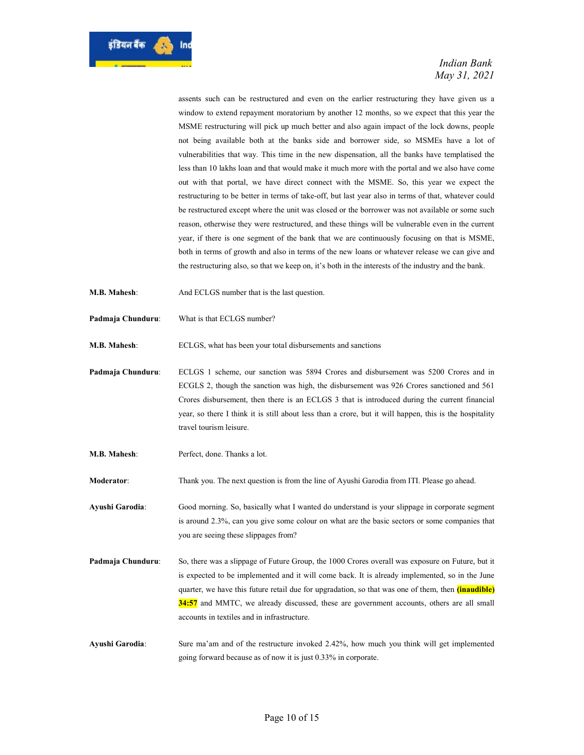assents such can be restructured and even on the earlier restructuring they have given us a window to extend repayment moratorium by another 12 months, so we expect that this year the MSME restructuring will pick up much better and also again impact of the lock downs, people not being available both at the banks side and borrower side, so MSMEs have a lot of vulnerabilities that way. This time in the new dispensation, all the banks have templatised the less than 10 lakhs loan and that would make it much more with the portal and we also have come out with that portal, we have direct connect with the MSME. So, this year we expect the restructuring to be better in terms of take-off, but last year also in terms of that, whatever could be restructured except where the unit was closed or the borrower was not available or some such reason, otherwise they were restructured, and these things will be vulnerable even in the current year, if there is one segment of the bank that we are continuously focusing on that is MSME, both in terms of growth and also in terms of the new loans or whatever release we can give and the restructuring also, so that we keep on, it's both in the interests of the industry and the bank.

**M.B. Mahesh**: And ECLGS number that is the last question.

**Padmaja Chunduru**: What is that ECLGS number?

**M.B. Mahesh**: ECLGS, what has been your total disbursements and sanctions

**Padmaja Chunduru**: ECLGS 1 scheme, our sanction was 5894 Crores and disbursement was 5200 Crores and in ECGLS 2, though the sanction was high, the disbursement was 926 Crores sanctioned and 561 Crores disbursement, then there is an ECLGS 3 that is introduced during the current financial year, so there I think it is still about less than a crore, but it will happen, this is the hospitality travel tourism leisure.

**M.B. Mahesh**: Perfect, done. Thanks a lot.

**Moderator**: Thank you. The next question is from the line of Ayushi Garodia from ITI. Please go ahead.

**Ayushi Garodia**: Good morning. So, basically what I wanted do understand is your slippage in corporate segment is around 2.3%, can you give some colour on what are the basic sectors or some companies that you are seeing these slippages from?

**Padmaja Chunduru**: So, there was a slippage of Future Group, the 1000 Crores overall was exposure on Future, but it is expected to be implemented and it will come back. It is already implemented, so in the June quarter, we have this future retail due for upgradation, so that was one of them, then **(inaudible) 34:57** and MMTC, we already discussed, these are government accounts, others are all small accounts in textiles and in infrastructure.

**Ayushi Garodia**: Sure ma'am and of the restructure invoked 2.42%, how much you think will get implemented going forward because as of now it is just 0.33% in corporate.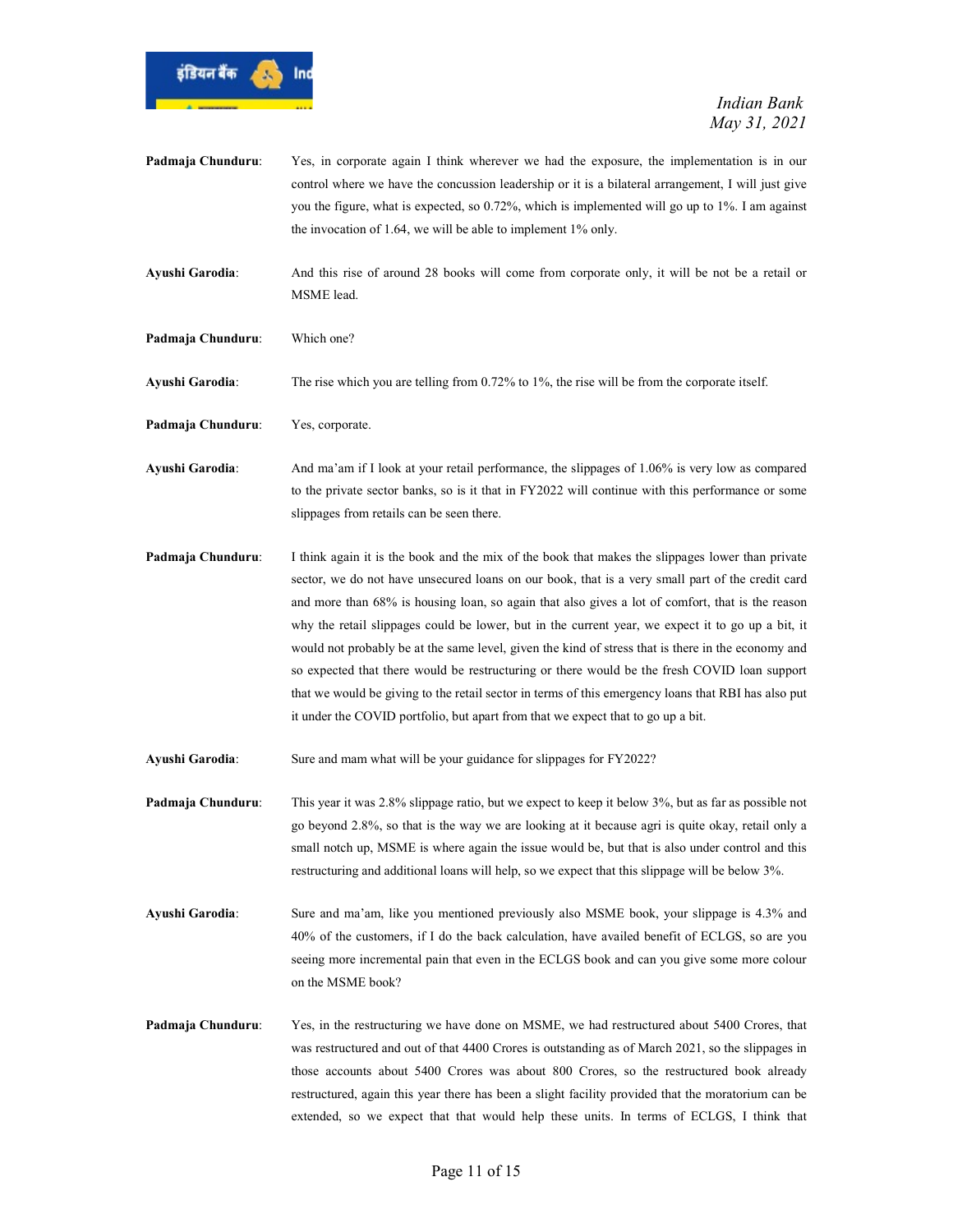**Padmaja Chunduru**: Yes, in corporate again I think wherever we had the exposure, the implementation is in our control where we have the concussion leadership or it is a bilateral arrangement, I will just give you the figure, what is expected, so 0.72%, which is implemented will go up to 1%. I am against the invocation of 1.64, we will be able to implement 1% only.

**Ayushi Garodia**: And this rise of around 28 books will come from corporate only, it will be not be a retail or MSME lead.

**Padmaja Chunduru**: Which one?

**Ayushi Garodia**: The rise which you are telling from 0.72% to 1%, the rise will be from the corporate itself.

**Padmaja Chunduru**: Yes, corporate.

**Ayushi Garodia**: And ma'am if I look at your retail performance, the slippages of 1.06% is very low as compared to the private sector banks, so is it that in FY2022 will continue with this performance or some slippages from retails can be seen there.

**Padmaja Chunduru**: I think again it is the book and the mix of the book that makes the slippages lower than private sector, we do not have unsecured loans on our book, that is a very small part of the credit card and more than 68% is housing loan, so again that also gives a lot of comfort, that is the reason why the retail slippages could be lower, but in the current year, we expect it to go up a bit, it would not probably be at the same level, given the kind of stress that is there in the economy and so expected that there would be restructuring or there would be the fresh COVID loan support that we would be giving to the retail sector in terms of this emergency loans that RBI has also put it under the COVID portfolio, but apart from that we expect that to go up a bit.

**Ayushi Garodia**: Sure and mam what will be your guidance for slippages for FY2022?

**Padmaja Chunduru**: This year it was 2.8% slippage ratio, but we expect to keep it below 3%, but as far as possible not go beyond 2.8%, so that is the way we are looking at it because agri is quite okay, retail only a small notch up, MSME is where again the issue would be, but that is also under control and this restructuring and additional loans will help, so we expect that this slippage will be below 3%.

**Ayushi Garodia**: Sure and ma'am, like you mentioned previously also MSME book, your slippage is 4.3% and 40% of the customers, if I do the back calculation, have availed benefit of ECLGS, so are you seeing more incremental pain that even in the ECLGS book and can you give some more colour on the MSME book?

**Padmaja Chunduru**: Yes, in the restructuring we have done on MSME, we had restructured about 5400 Crores, that was restructured and out of that 4400 Crores is outstanding as of March 2021, so the slippages in those accounts about 5400 Crores was about 800 Crores, so the restructured book already restructured, again this year there has been a slight facility provided that the moratorium can be extended, so we expect that that would help these units. In terms of ECLGS, I think that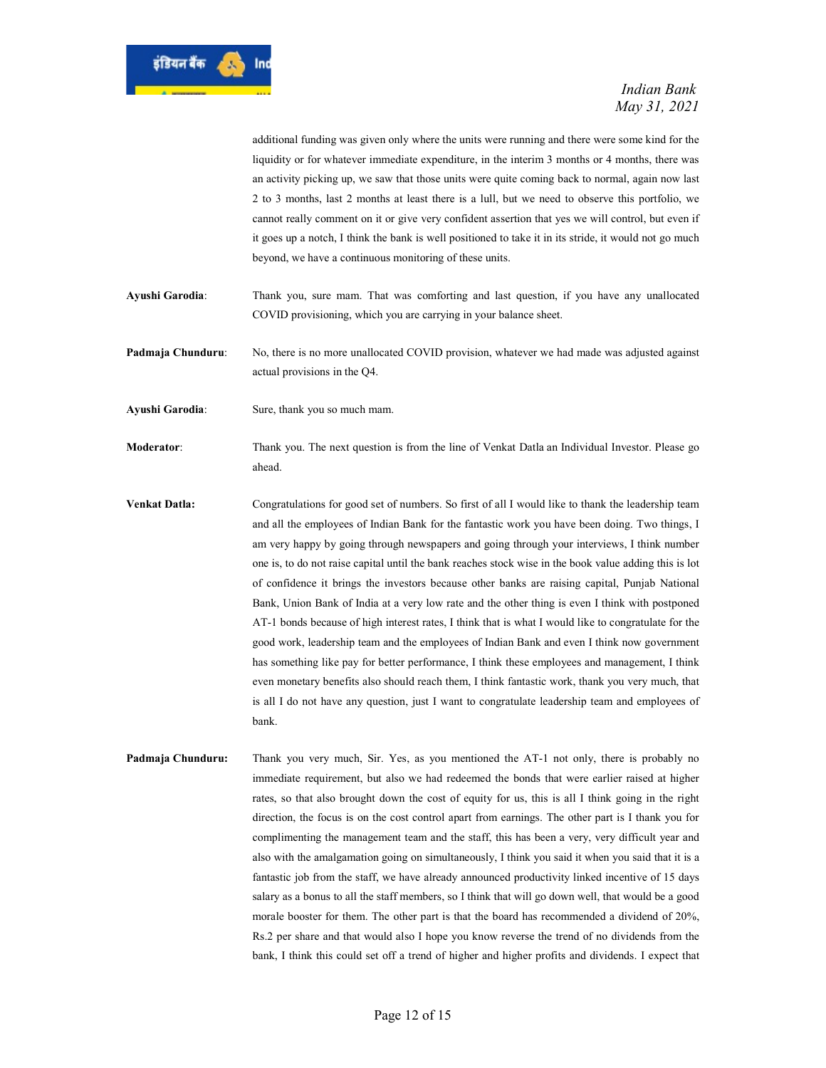additional funding was given only where the units were running and there were some kind for the liquidity or for whatever immediate expenditure, in the interim 3 months or 4 months, there was an activity picking up, we saw that those units were quite coming back to normal, again now last 2 to 3 months, last 2 months at least there is a lull, but we need to observe this portfolio, we cannot really comment on it or give very confident assertion that yes we will control, but even if it goes up a notch, I think the bank is well positioned to take it in its stride, it would not go much beyond, we have a continuous monitoring of these units.

**Ayushi Garodia**: Thank you, sure mam. That was comforting and last question, if you have any unallocated COVID provisioning, which you are carrying in your balance sheet.

**Padmaja Chunduru**: No, there is no more unallocated COVID provision, whatever we had made was adjusted against actual provisions in the Q4.

**Ayushi Garodia**: Sure, thank you so much mam.

**Moderator**: Thank you. The next question is from the line of Venkat Datla an Individual Investor. Please go ahead.

**Venkat Datla:** Congratulations for good set of numbers. So first of all I would like to thank the leadership team and all the employees of Indian Bank for the fantastic work you have been doing. Two things, I am very happy by going through newspapers and going through your interviews, I think number one is, to do not raise capital until the bank reaches stock wise in the book value adding this is lot of confidence it brings the investors because other banks are raising capital, Punjab National Bank, Union Bank of India at a very low rate and the other thing is even I think with postponed AT-1 bonds because of high interest rates, I think that is what I would like to congratulate for the good work, leadership team and the employees of Indian Bank and even I think now government has something like pay for better performance, I think these employees and management, I think even monetary benefits also should reach them, I think fantastic work, thank you very much, that is all I do not have any question, just I want to congratulate leadership team and employees of bank.

**Padmaja Chunduru:** Thank you very much, Sir. Yes, as you mentioned the AT-1 not only, there is probably no immediate requirement, but also we had redeemed the bonds that were earlier raised at higher rates, so that also brought down the cost of equity for us, this is all I think going in the right direction, the focus is on the cost control apart from earnings. The other part is I thank you for complimenting the management team and the staff, this has been a very, very difficult year and also with the amalgamation going on simultaneously, I think you said it when you said that it is a fantastic job from the staff, we have already announced productivity linked incentive of 15 days salary as a bonus to all the staff members, so I think that will go down well, that would be a good morale booster for them. The other part is that the board has recommended a dividend of 20%, Rs.2 per share and that would also I hope you know reverse the trend of no dividends from the bank, I think this could set off a trend of higher and higher profits and dividends. I expect that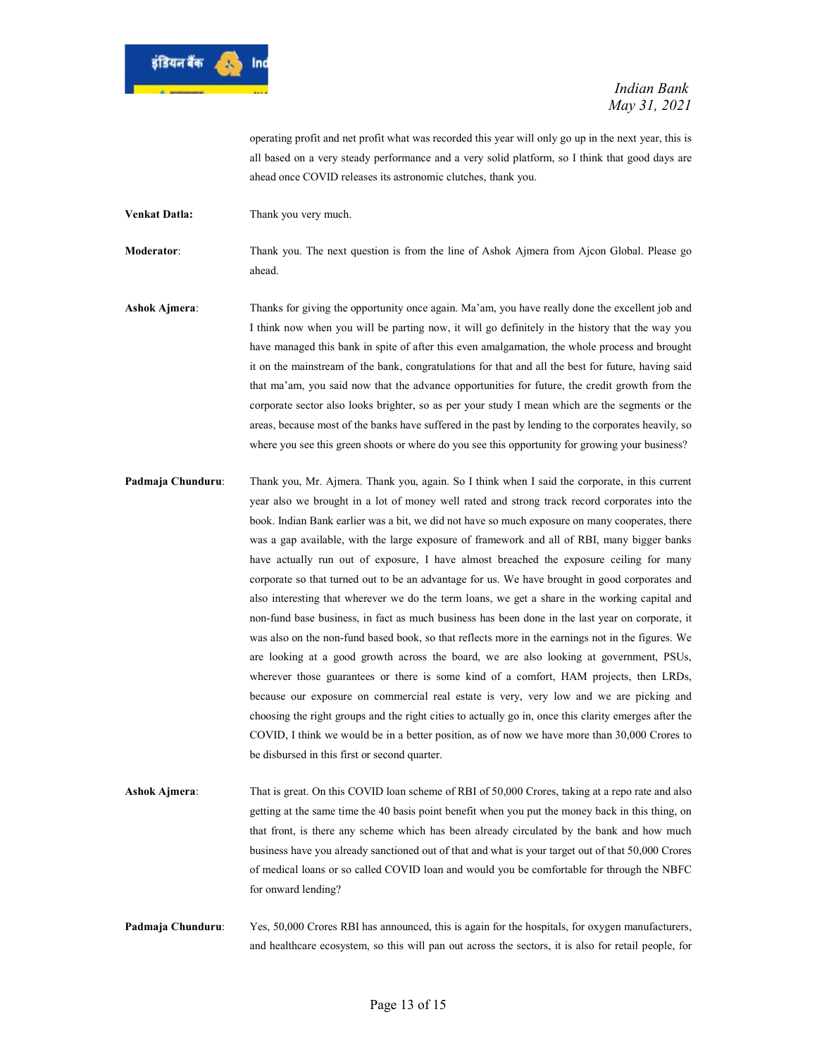operating profit and net profit what was recorded this year will only go up in the next year, this is all based on a very steady performance and a very solid platform, so I think that good days are ahead once COVID releases its astronomic clutches, thank you.

**Venkat Datla:** Thank you very much.

**Moderator**: Thank you. The next question is from the line of Ashok Ajmera from Ajcon Global. Please go ahead.

**Ashok Ajmera**: Thanks for giving the opportunity once again. Ma'am, you have really done the excellent job and I think now when you will be parting now, it will go definitely in the history that the way you have managed this bank in spite of after this even amalgamation, the whole process and brought it on the mainstream of the bank, congratulations for that and all the best for future, having said that ma'am, you said now that the advance opportunities for future, the credit growth from the corporate sector also looks brighter, so as per your study I mean which are the segments or the areas, because most of the banks have suffered in the past by lending to the corporates heavily, so where you see this green shoots or where do you see this opportunity for growing your business?

**Padmaja Chunduru**: Thank you, Mr. Ajmera. Thank you, again. So I think when I said the corporate, in this current year also we brought in a lot of money well rated and strong track record corporates into the book. Indian Bank earlier was a bit, we did not have so much exposure on many cooperates, there was a gap available, with the large exposure of framework and all of RBI, many bigger banks have actually run out of exposure, I have almost breached the exposure ceiling for many corporate so that turned out to be an advantage for us. We have brought in good corporates and also interesting that wherever we do the term loans, we get a share in the working capital and non-fund base business, in fact as much business has been done in the last year on corporate, it was also on the non-fund based book, so that reflects more in the earnings not in the figures. We are looking at a good growth across the board, we are also looking at government, PSUs, wherever those guarantees or there is some kind of a comfort, HAM projects, then LRDs, because our exposure on commercial real estate is very, very low and we are picking and choosing the right groups and the right cities to actually go in, once this clarity emerges after the COVID, I think we would be in a better position, as of now we have more than 30,000 Crores to be disbursed in this first or second quarter.

**Ashok Ajmera**: That is great. On this COVID loan scheme of RBI of 50,000 Crores, taking at a repo rate and also getting at the same time the 40 basis point benefit when you put the money back in this thing, on that front, is there any scheme which has been already circulated by the bank and how much business have you already sanctioned out of that and what is your target out of that 50,000 Crores of medical loans or so called COVID loan and would you be comfortable for through the NBFC for onward lending?

**Padmaja Chunduru**: Yes, 50,000 Crores RBI has announced, this is again for the hospitals, for oxygen manufacturers, and healthcare ecosystem, so this will pan out across the sectors, it is also for retail people, for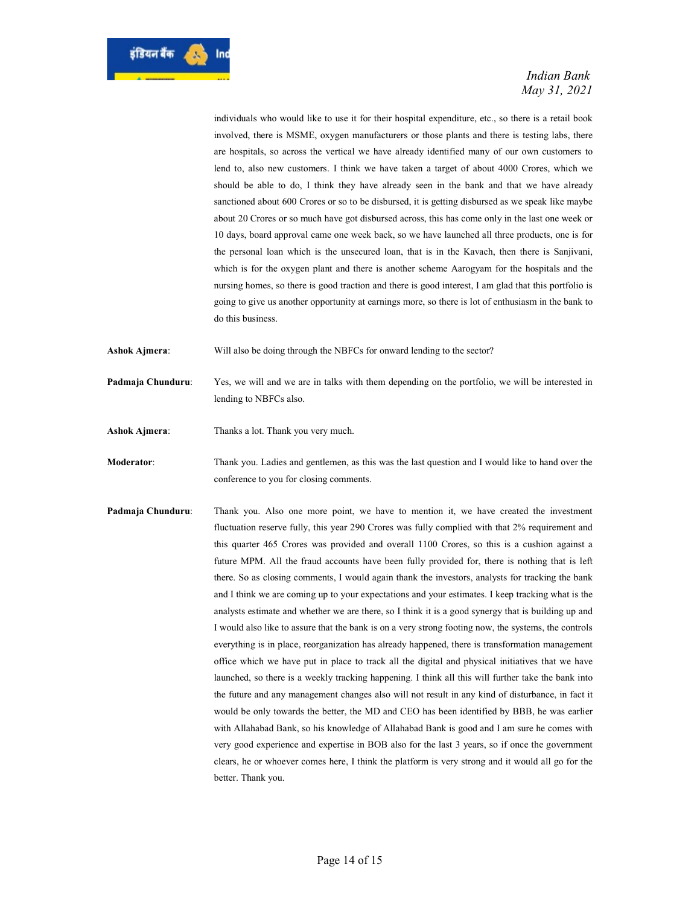individuals who would like to use it for their hospital expenditure, etc., so there is a retail book involved, there is MSME, oxygen manufacturers or those plants and there is testing labs, there are hospitals, so across the vertical we have already identified many of our own customers to lend to, also new customers. I think we have taken a target of about 4000 Crores, which we should be able to do, I think they have already seen in the bank and that we have already sanctioned about 600 Crores or so to be disbursed, it is getting disbursed as we speak like maybe about 20 Crores or so much have got disbursed across, this has come only in the last one week or 10 days, board approval came one week back, so we have launched all three products, one is for the personal loan which is the unsecured loan, that is in the Kavach, then there is Sanjivani, which is for the oxygen plant and there is another scheme Aarogyam for the hospitals and the nursing homes, so there is good traction and there is good interest, I am glad that this portfolio is going to give us another opportunity at earnings more, so there is lot of enthusiasm in the bank to do this business.

**Ashok Ajmera**: Will also be doing through the NBFCs for onward lending to the sector?

**Padmaja Chunduru**: Yes, we will and we are in talks with them depending on the portfolio, we will be interested in lending to NBFCs also.

**Ashok Ajmera**: Thanks a lot. Thank you very much.

**Moderator**: Thank you. Ladies and gentlemen, as this was the last question and I would like to hand over the conference to you for closing comments.

**Padmaja Chunduru**: Thank you. Also one more point, we have to mention it, we have created the investment fluctuation reserve fully, this year 290 Crores was fully complied with that 2% requirement and this quarter 465 Crores was provided and overall 1100 Crores, so this is a cushion against a future MPM. All the fraud accounts have been fully provided for, there is nothing that is left there. So as closing comments, I would again thank the investors, analysts for tracking the bank and I think we are coming up to your expectations and your estimates. I keep tracking what is the analysts estimate and whether we are there, so I think it is a good synergy that is building up and I would also like to assure that the bank is on a very strong footing now, the systems, the controls everything is in place, reorganization has already happened, there is transformation management office which we have put in place to track all the digital and physical initiatives that we have launched, so there is a weekly tracking happening. I think all this will further take the bank into the future and any management changes also will not result in any kind of disturbance, in fact it would be only towards the better, the MD and CEO has been identified by BBB, he was earlier with Allahabad Bank, so his knowledge of Allahabad Bank is good and I am sure he comes with very good experience and expertise in BOB also for the last 3 years, so if once the government clears, he or whoever comes here, I think the platform is very strong and it would all go for the better. Thank you.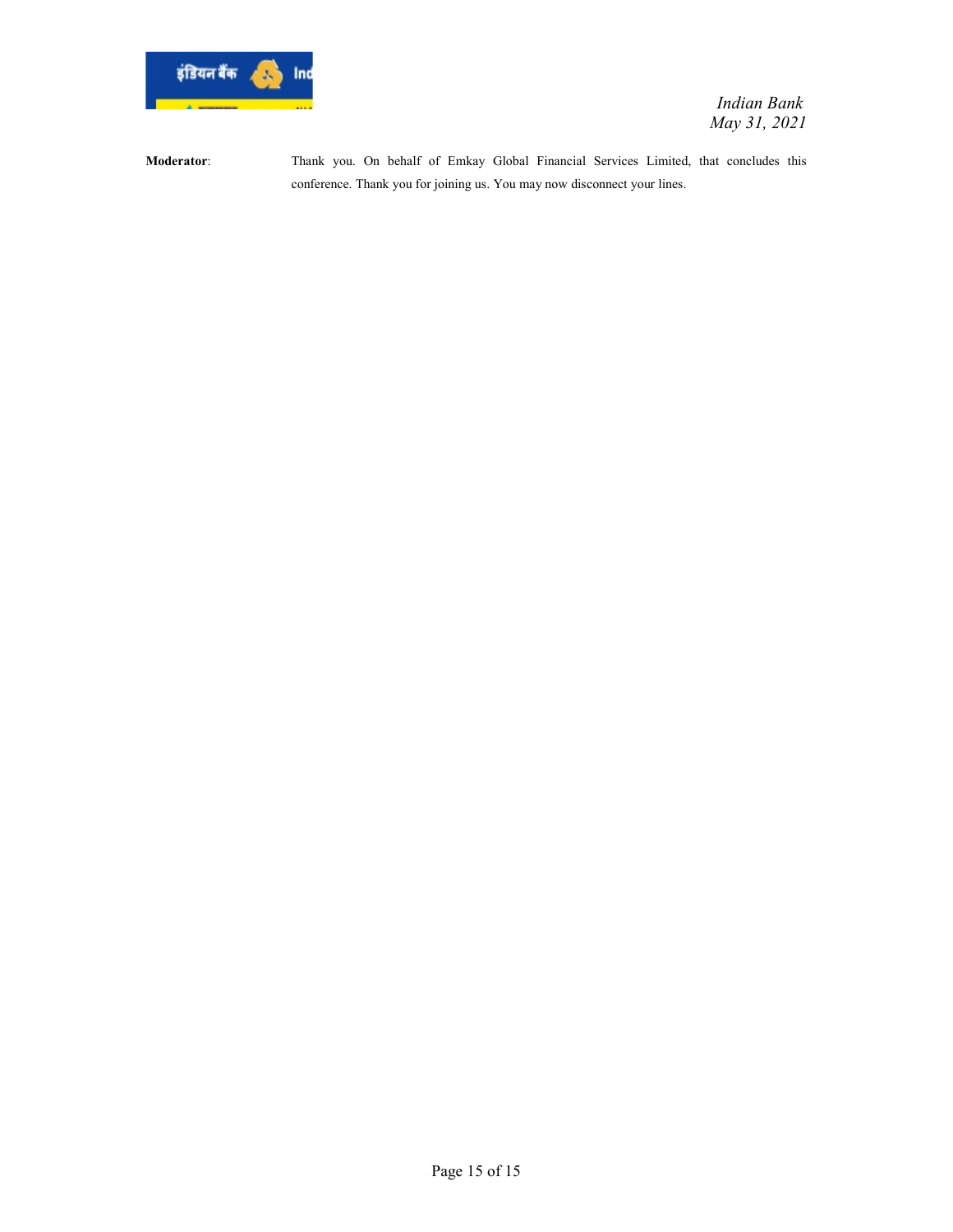**Moderator**: Thank you. On behalf of Emkay Global Financial Services Limited, that concludes this conference. Thank you for joining us. You may now disconnect your lines.